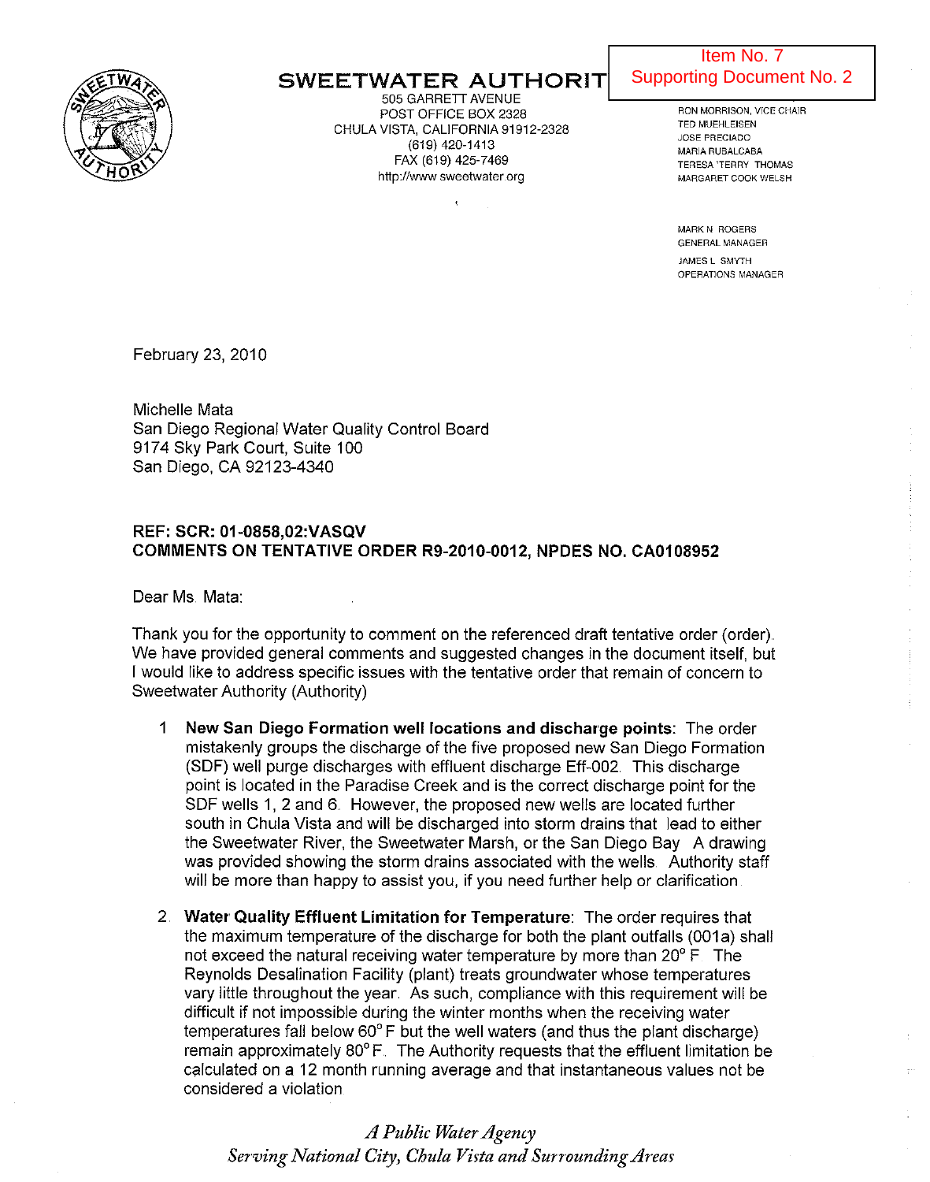Item No. 7
Supporting Document No. 2

# SWEETWATER AUTHORITY

505 GARRETT AVENUE
POST OFFICE BOX 2328
CHULA VISTA, CALIFORNIA 91912-2328
(619) 420-1413
FAX (619) 425-7469
http://www.sweetwater.org

RON MORRISON, VICE CHAIR
TED MUEHLEISEN
JOSE PRECIADO
MARIA RUBALCABA
TERESA 'TERRY' THOMAS
MARGARET COOK WELSH

MARK N. ROGERS
GENERAL MANAGER

JAMES L. SMYTH
OPERATIONS MANAGER

February 23, 2010

Michelle Mata
San Diego Regional Water Quality Control Board
9174 Sky Park Court, Suite 100
San Diego, CA 92123-4340

**REF: SCR: 01-0858,02:VASQV**
**COMMENTS ON TENTATIVE ORDER R9-2010-0012, NPDES NO. CA0108952**

Dear Ms. Mata:

Thank you for the opportunity to comment on the referenced draft tentative order (order). We have provided general comments and suggested changes in the document itself, but I would like to address specific issues with the tentative order that remain of concern to Sweetwater Authority (Authority)

1. **New San Diego Formation well locations and discharge points**: The order mistakenly groups the discharge of the five proposed new San Diego Formation (SDF) well purge discharges with effluent discharge Eff-002. This discharge point is located in the Paradise Creek and is the correct discharge point for the SDF wells 1, 2 and 6. However, the proposed new wells are located further south in Chula Vista and will be discharged into storm drains that lead to either the Sweetwater River, the Sweetwater Marsh, or the San Diego Bay. A drawing was provided showing the storm drains associated with the wells. Authority staff will be more than happy to assist you, if you need further help or clarification.

2. **Water Quality Effluent Limitation for Temperature**: The order requires that the maximum temperature of the discharge for both the plant outfalls (001a) shall not exceed the natural receiving water temperature by more than 20° F. The Reynolds Desalination Facility (plant) treats groundwater whose temperatures vary little throughout the year. As such, compliance with this requirement will be difficult if not impossible during the winter months when the receiving water temperatures fall below 60° F but the well waters (and thus the plant discharge) remain approximately 80° F. The Authority requests that the effluent limitation be calculated on a 12 month running average and that instantaneous values not be considered a violation.

*A Public Water Agency*
*Serving National City, Chula Vista and Surrounding Areas*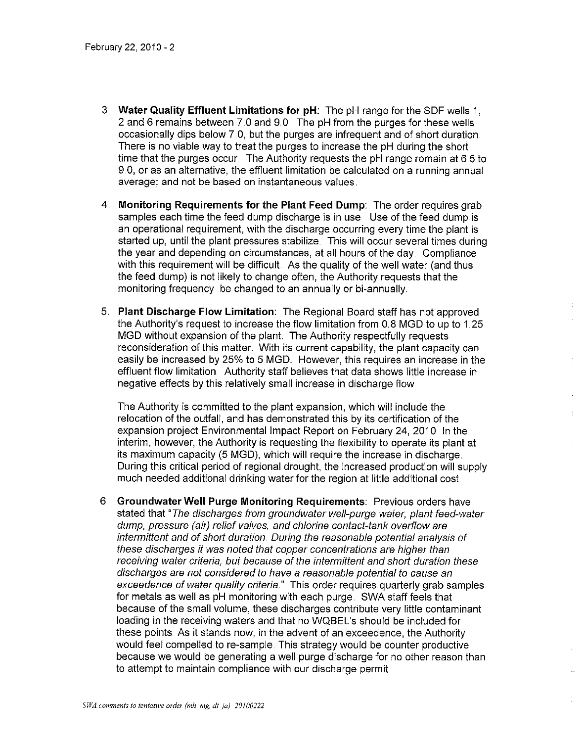3. **Water Quality Effluent Limitations for pH:** The pH range for the SDF wells 1, 2 and 6 remains between 7.0 and 9.0. The pH from the purges for these wells occasionally dips below 7.0, but the purges are infrequent and of short duration. There is no viable way to treat the purges to increase the pH during the short time that the purges occur. The Authority requests the pH range remain at 6.5 to 9.0, or as an alternative, the effluent limitation be calculated on a running annual average; and not be based on instantaneous values.

4. **Monitoring Requirements for the Plant Feed Dump:** The order requires grab samples each time the feed dump discharge is in use. Use of the feed dump is an operational requirement, with the discharge occurring every time the plant is started up, until the plant pressures stabilize. This will occur several times during the year and depending on circumstances, at all hours of the day. Compliance with this requirement will be difficult. As the quality of the well water (and thus the feed dump) is not likely to change often, the Authority requests that the monitoring frequency be changed to an annually or bi-annually.

5. **Plant Discharge Flow Limitation:** The Regional Board staff has not approved the Authority's request to increase the flow limitation from 0.8 MGD to up to 1.25 MGD without expansion of the plant. The Authority respectfully requests reconsideration of this matter. With its current capability, the plant capacity can easily be increased by 25% to 5 MGD. However, this requires an increase in the effluent flow limitation. Authority staff believes that data shows little increase in negative effects by this relatively small increase in discharge flow.

   The Authority is committed to the plant expansion, which will include the relocation of the outfall, and has demonstrated this by its certification of the expansion project Environmental Impact Report on February 24, 2010. In the interim, however, the Authority is requesting the flexibility to operate its plant at its maximum capacity (5 MGD), which will require the increase in discharge. During this critical period of regional drought, the increased production will supply much needed additional drinking water for the region at little additional cost.

6. **Groundwater Well Purge Monitoring Requirements:** Previous orders have stated that "*The discharges from groundwater well-purge water, plant feed-water dump, pressure (air) relief valves, and chlorine contact-tank overflow are intermittent and of short duration. During the reasonable potential analysis of these discharges it was noted that copper concentrations are higher than receiving water criteria, but because of the intermittent and short duration these discharges are not considered to have a reasonable potential to cause an exceedence of water quality criteria.*" This order requires quarterly grab samples for metals as well as pH monitoring with each purge. SWA staff feels that because of the small volume, these discharges contribute very little contaminant loading in the receiving waters and that no WQBEL's should be included for these points. As it stands now, in the advent of an exceedence, the Authority would feel compelled to re-sample. This strategy would be counter productive because we would be generating a well purge discharge for no other reason than to attempt to maintain compliance with our discharge permit.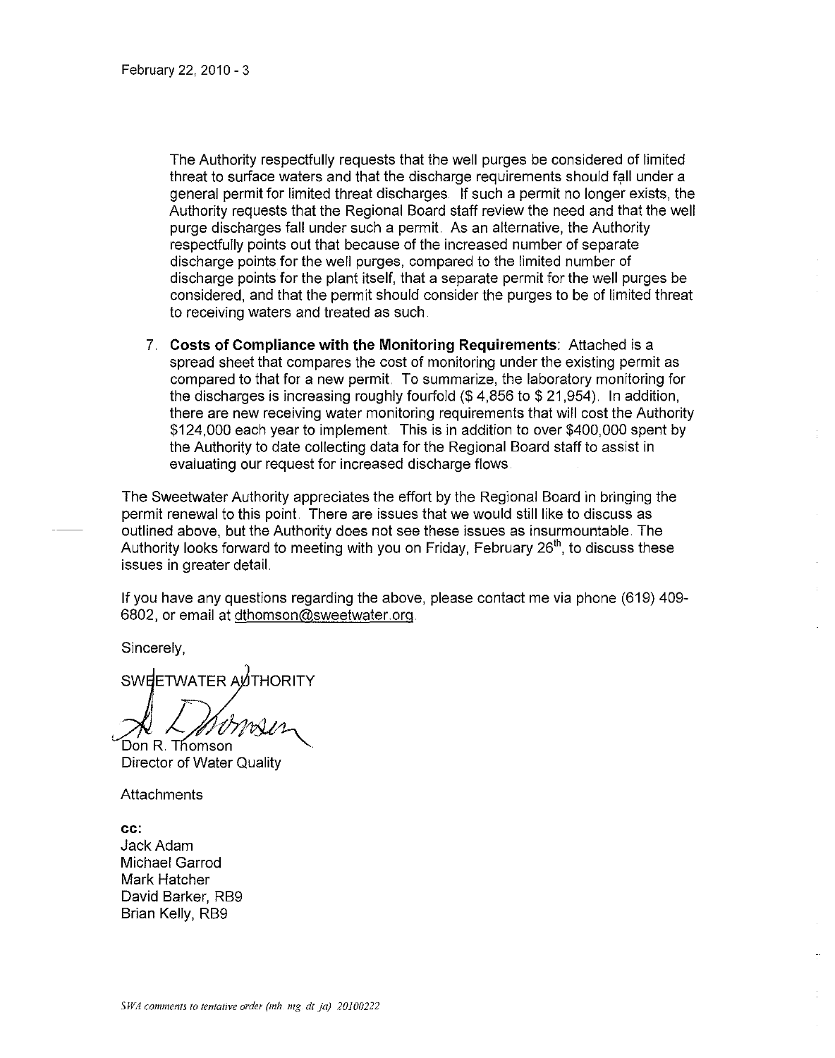The Authority respectfully requests that the well purges be considered of limited threat to surface waters and that the discharge requirements should fall under a general permit for limited threat discharges. If such a permit no longer exists, the Authority requests that the Regional Board staff review the need and that the well purge discharges fall under such a permit. As an alternative, the Authority respectfully points out that because of the increased number of separate discharge points for the well purges, compared to the limited number of discharge points for the plant itself, that a separate permit for the well purges be considered, and that the permit should consider the purges to be of limited threat to receiving waters and treated as such.

7. **Costs of Compliance with the Monitoring Requirements**: Attached is a spread sheet that compares the cost of monitoring under the existing permit as compared to that for a new permit. To summarize, the laboratory monitoring for the discharges is increasing roughly fourfold ($ 4,856 to $ 21,954). In addition, there are new receiving water monitoring requirements that will cost the Authority $124,000 each year to implement. This is in addition to over $400,000 spent by the Authority to date collecting data for the Regional Board staff to assist in evaluating our request for increased discharge flows.

The Sweetwater Authority appreciates the effort by the Regional Board in bringing the permit renewal to this point. There are issues that we would still like to discuss as outlined above, but the Authority does not see these issues as insurmountable. The Authority looks forward to meeting with you on Friday, February 26th, to discuss these issues in greater detail.

If you have any questions regarding the above, please contact me via phone (619) 409-6802, or email at dthomson@sweetwater.org.

Sincerely,

SWEETWATER AUTHORITY

Don R. Thomson
Director of Water Quality

Attachments

**cc:**
Jack Adam
Michael Garrod
Mark Hatcher
David Barker, RB9
Brian Kelly, RB9

*SWA comments to tentative order (mh mg dt ja) 20100222*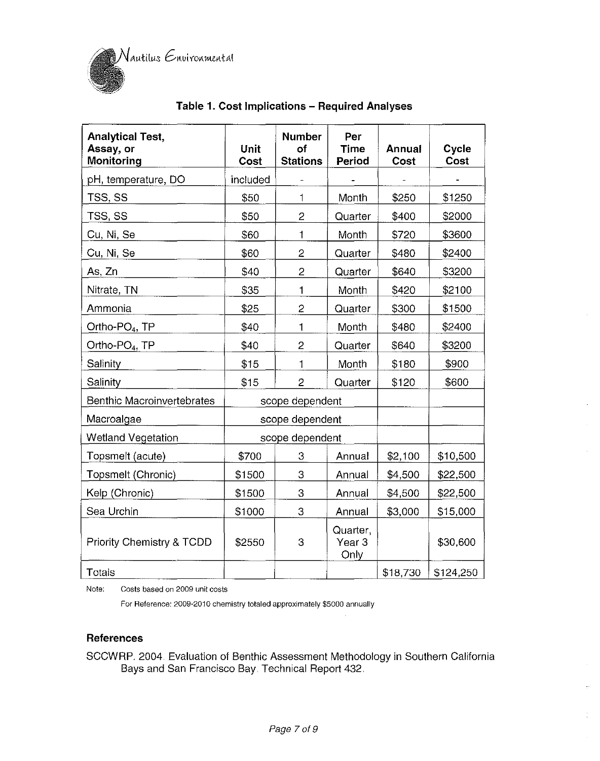Nautilus Environmental

**Table 1. Cost Implications – Required Analyses**

| Analytical Test, Assay, or Monitoring | Unit Cost | Number of Stations | Per Time Period | Annual Cost | Cycle Cost |
|---|---|---|---|---|---|
| pH, temperature, DO | included | - | - | - | - |
| TSS, SS | $50 | 1 | Month | $250 | $1250 |
| TSS, SS | $50 | 2 | Quarter | $400 | $2000 |
| Cu, Ni, Se | $60 | 1 | Month | $720 | $3600 |
| Cu, Ni, Se | $60 | 2 | Quarter | $480 | $2400 |
| As, Zn | $40 | 2 | Quarter | $640 | $3200 |
| Nitrate, TN | $35 | 1 | Month | $420 | $2100 |
| Ammonia | $25 | 2 | Quarter | $300 | $1500 |
| Ortho-$PO_4$, TP | $40 | 1 | Month | $480 | $2400 |
| Ortho-$PO_4$, TP | $40 | 2 | Quarter | $640 | $3200 |
| Salinity | $15 | 1 | Month | $180 | $900 |
| Salinity | $15 | 2 | Quarter | $120 | $600 |
| Benthic Macroinvertebrates | scope dependent | | | | |
| Macroalgae | scope dependent | | | | |
| Wetland Vegetation | scope dependent | | | | |
| Topsmelt (acute) | $700 | 3 | Annual | $2,100 | $10,500 |
| Topsmelt (Chronic) | $1500 | 3 | Annual | $4,500 | $22,500 |
| Kelp (Chronic) | $1500 | 3 | Annual | $4,500 | $22,500 |
| Sea Urchin | $1000 | 3 | Annual | $3,000 | $15,000 |
| Priority Chemistry & TCDD | $2550 | 3 | Quarter, Year 3 Only | | $30,600 |
| Totals | | | | $18,730 | $124,250 |

Note: Costs based on 2009 unit costs

For Reference: 2009-2010 chemistry totaled approximately $5000 annually

## References

SCCWRP. 2004. Evaluation of Benthic Assessment Methodology in Southern California Bays and San Francisco Bay. Technical Report 432.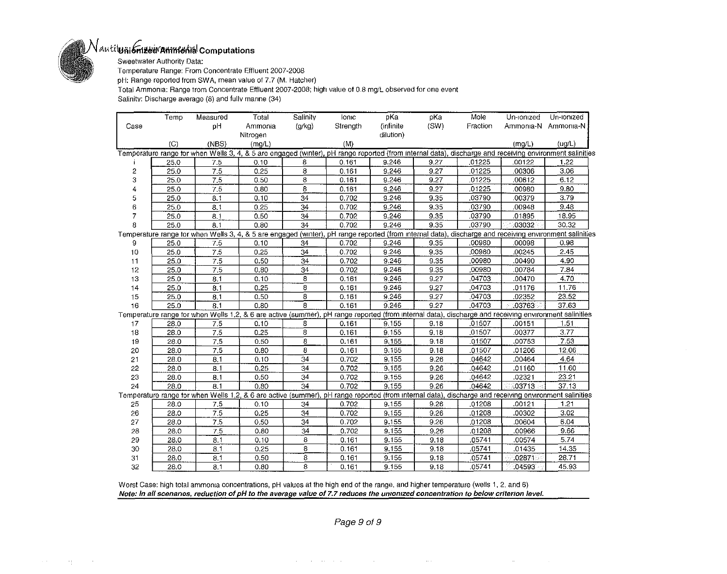# Unionized Ammonia Computations

Sweetwater Authority Data:

Temperature Range: From Concentrate Effluent 2007-2008

pH: Range reported from SWA, mean value of 7.7 (M. Hatcher)

Total Ammonia: Range from Concentrate Effluent 2007-2008; high value of 0.8 mg/L observed for one event

Salinity: Discharge average (8) and fully marine (34)

| Case | Temp (C) | Measured pH (NBS) | Total Ammonia Nitrogen (mg/L) | Salinity (g/kg) | Ionic Strength (M) | pKa (infinite dilution) | pKa (SW) | Mole Fraction | Un-ionized Ammonia-N (mg/L) | Un-ionized Ammonia-N (ug/L) |
|---|---|---|---|---|---|---|---|---|---|---|
| Temperature range for when Wells 3, 4, & 5 are engaged (winter), pH range reported (from internal data), discharge and receiving environment salinities | | | | | | | | | | |
| 1 | 25.0 | 7.5 | 0.10 | 8 | 0.161 | 9.246 | 9.27 | .01225 | .00122 | 1.22 |
| 2 | 25.0 | 7.5 | 0.25 | 8 | 0.161 | 9.246 | 9.27 | .01225 | .00306 | 3.06 |
| 3 | 25.0 | 7.5 | 0.50 | 8 | 0.161 | 9.246 | 9.27 | .01225 | .00612 | 6.12 |
| 4 | 25.0 | 7.5 | 0.80 | 8 | 0.161 | 9.246 | 9.27 | .01225 | .00980 | 9.80 |
| 5 | 25.0 | 8.1 | 0.10 | 34 | 0.702 | 9.246 | 9.35 | .03790 | .00379 | 3.79 |
| 6 | 25.0 | 8.1 | 0.25 | 34 | 0.702 | 9.246 | 9.35 | .03790 | .00948 | 9.48 |
| 7 | 25.0 | 8.1 | 0.50 | 34 | 0.702 | 9.246 | 9.35 | .03790 | .01895 | 18.95 |
| 8 | 25.0 | 8.1 | 0.80 | 34 | 0.702 | 9.246 | 9.35 | .03790 | .03032 | 30.32 |
| Temperature range for when Wells 3, 4, & 5 are engaged (winter), pH range reported (from internal data), discharge and receiving environment salinities | | | | | | | | | | |
| 9 | 25.0 | 7.5 | 0.10 | 34 | 0.702 | 9.246 | 9.35 | .00980 | .00098 | 0.98 |
| 10 | 25.0 | 7.5 | 0.25 | 34 | 0.702 | 9.246 | 9.35 | .00980 | .00245 | 2.45 |
| 11 | 25.0 | 7.5 | 0.50 | 34 | 0.702 | 9.246 | 9.35 | .00980 | .00490 | 4.90 |
| 12 | 25.0 | 7.5 | 0.80 | 34 | 0.702 | 9.246 | 9.35 | .00980 | .00784 | 7.84 |
| 13 | 25.0 | 8.1 | 0.10 | 8 | 0.161 | 9.246 | 9.27 | .04703 | .00470 | 4.70 |
| 14 | 25.0 | 8.1 | 0.25 | 8 | 0.161 | 9.246 | 9.27 | .04703 | .01176 | 11.76 |
| 15 | 25.0 | 8.1 | 0.50 | 8 | 0.161 | 9.246 | 9.27 | .04703 | .02352 | 23.52 |
| 16 | 25.0 | 8.1 | 0.80 | 8 | 0.161 | 9.246 | 9.27 | .04703 | .03763 | 37.63 |
| Temperature range for when Wells 1,2, & 6 are active (summer), pH range reported (from internal data), discharge and receiving environment salinities | | | | | | | | | | |
| 17 | 28.0 | 7.5 | 0.10 | 8 | 0.161 | 9.155 | 9.18 | .01507 | .00151 | 1.51 |
| 18 | 28.0 | 7.5 | 0.25 | 8 | 0.161 | 9.155 | 9.18 | .01507 | .00377 | 3.77 |
| 19 | 28.0 | 7.5 | 0.50 | 8 | 0.161 | 9.155 | 9.18 | .01507 | .00753 | 7.53 |
| 20 | 28.0 | 7.5 | 0.80 | 8 | 0.161 | 9.155 | 9.18 | .01507 | .01206 | 12.06 |
| 21 | 28.0 | 8.1 | 0.10 | 34 | 0.702 | 9.155 | 9.26 | .04642 | .00464 | 4.64 |
| 22 | 28.0 | 8.1 | 0.25 | 34 | 0.702 | 9.155 | 9.26 | .04642 | .01160 | 11.60 |
| 23 | 28.0 | 8.1 | 0.50 | 34 | 0.702 | 9.155 | 9.26 | .04642 | .02321 | 23.21 |
| 24 | 28.0 | 8.1 | 0.80 | 34 | 0.702 | 9.155 | 9.26 | .04642 | .03713 | 37.13 |
| Temperature range for when Wells 1,2, & 6 are active (summer), pH range reported (from internal data), discharge and receiving environment salinities | | | | | | | | | | |
| 25 | 28.0 | 7.5 | 0.10 | 34 | 0.702 | 9.155 | 9.26 | .01208 | .00121 | 1.21 |
| 26 | 28.0 | 7.5 | 0.25 | 34 | 0.702 | 9.155 | 9.26 | .01208 | .00302 | 3.02 |
| 27 | 28.0 | 7.5 | 0.50 | 34 | 0.702 | 9.155 | 9.26 | .01208 | .00604 | 6.04 |
| 28 | 28.0 | 7.5 | 0.80 | 34 | 0.702 | 9.155 | 9.26 | .01208 | .00966 | 9.66 |
| 29 | 28.0 | 8.1 | 0.10 | 8 | 0.161 | 9.155 | 9.18 | .05741 | .00574 | 5.74 |
| 30 | 28.0 | 8.1 | 0.25 | 8 | 0.161 | 9.155 | 9.18 | .05741 | .01435 | 14.35 |
| 31 | 28.0 | 8.1 | 0.50 | 8 | 0.161 | 9.155 | 9.18 | .05741 | .02871 | 28.71 |
| 32 | 28.0 | 8.1 | 0.80 | 8 | 0.161 | 9.155 | 9.18 | .05741 | .04593 | 45.93 |

Worst Case: high total ammonia concentrations, pH values at the high end of the range, and higher temperature (wells 1, 2, and 6)

***Note: In all scenarios, reduction of pH to the average value of 7.7 reduces the unionized concentration to below criterion level.***